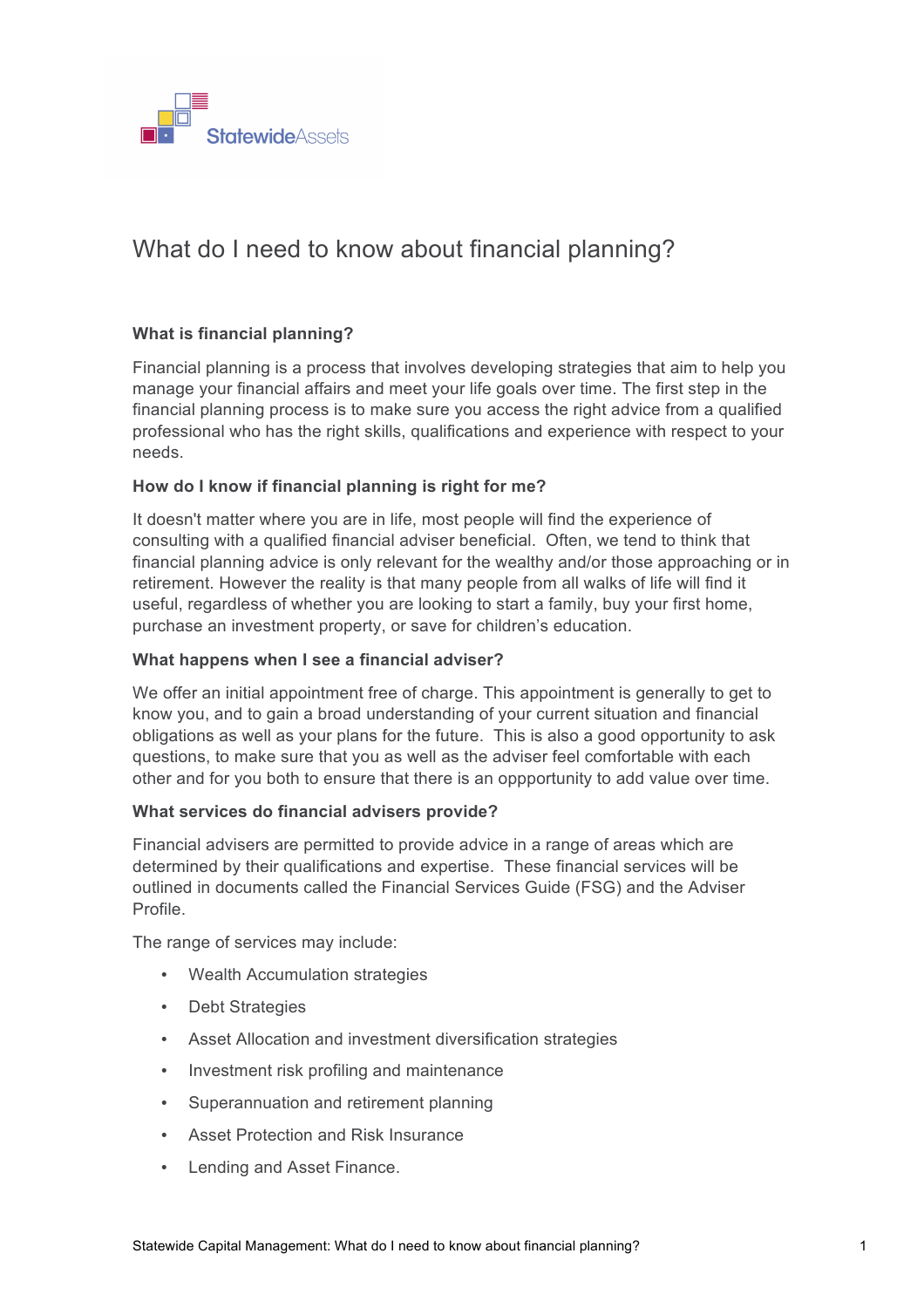# What do I need to know about financial planning?

**What is financial planning?**

Financial planning is a process that involves developing strategies that aim to help you manage your financial affairs and meet your life goals over time. The first step in the financial planning process is to make sure you access the right advice from a qualified professional who has the right skills, qualifications and experience with respect to your needs.

**How do I know if financial planning is right for me?**

It doesn't matter where you are in life, most people will find the experience of consulting with a qualified financial adviser beneficial. Often, we tend to think that financial planning advice is only relevant for the wealthy and/or those approaching or in retirement. However the reality is that many people from all walks of life will find it useful, regardless of whether you are looking to start a family, buy your first home, purchase an investment property, or save for children's education.

**What happens when I see a financial adviser?**

We offer an initial appointment free of charge. This appointment is generally to get to know you, and to gain a broad understanding of your current situation and financial obligations as well as your plans for the future. This is also a good opportunity to ask questions, to make sure that you as well as the adviser feel comfortable with each other and for you both to ensure that there is an oppportunity to add value over time.

**What services do financial advisers provide?**

Financial advisers are permitted to provide advice in a range of areas which are determined by their qualifications and expertise. These financial services will be outlined in documents called the Financial Services Guide (FSG) and the Adviser Profile.

The range of services may include:

- Wealth Accumulation strategies
- Debt Strategies
- Asset Allocation and investment diversification strategies
- Investment risk profiling and maintenance
- Superannuation and retirement planning
- Asset Protection and Risk Insurance
- Lending and Asset Finance.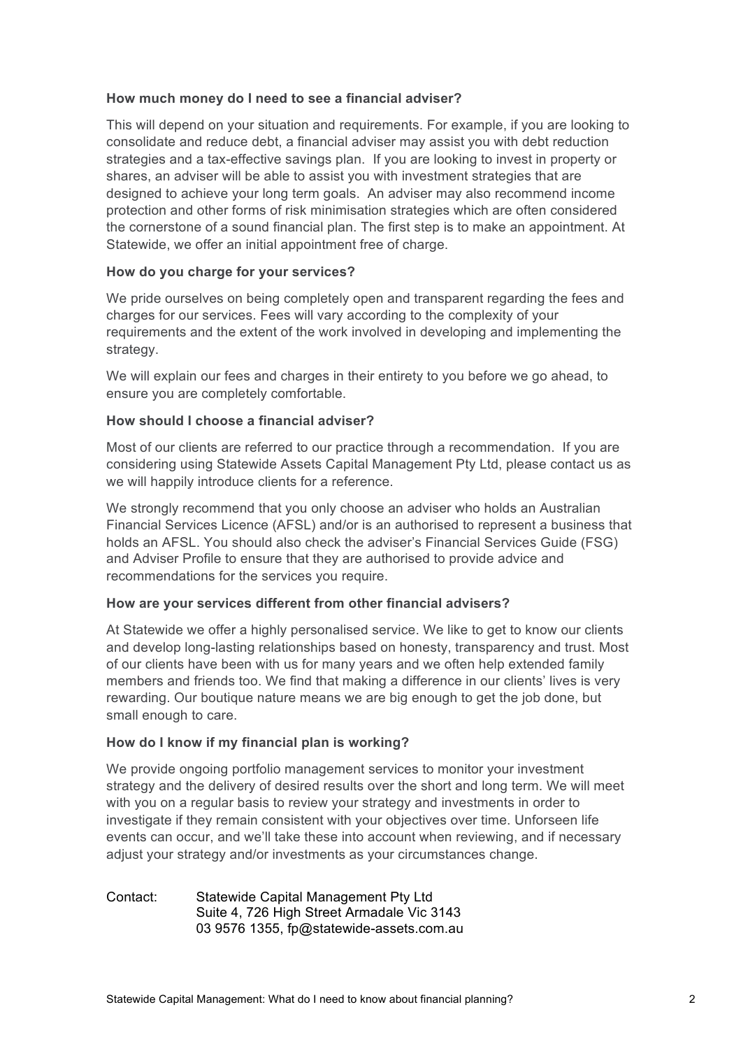**How much money do I need to see a financial adviser?**

This will depend on your situation and requirements. For example, if you are looking to consolidate and reduce debt, a financial adviser may assist you with debt reduction strategies and a tax-effective savings plan. If you are looking to invest in property or shares, an adviser will be able to assist you with investment strategies that are designed to achieve your long term goals. An adviser may also recommend income protection and other forms of risk minimisation strategies which are often considered the cornerstone of a sound financial plan. The first step is to make an appointment. At Statewide, we offer an initial appointment free of charge.

**How do you charge for your services?**

We pride ourselves on being completely open and transparent regarding the fees and charges for our services. Fees will vary according to the complexity of your requirements and the extent of the work involved in developing and implementing the strategy.

We will explain our fees and charges in their entirety to you before we go ahead, to ensure you are completely comfortable.

**How should I choose a financial adviser?**

Most of our clients are referred to our practice through a recommendation. If you are considering using Statewide Assets Capital Management Pty Ltd, please contact us as we will happily introduce clients for a reference.

We strongly recommend that you only choose an adviser who holds an Australian Financial Services Licence (AFSL) and/or is an authorised to represent a business that holds an AFSL. You should also check the adviser's Financial Services Guide (FSG) and Adviser Profile to ensure that they are authorised to provide advice and recommendations for the services you require.

**How are your services different from other financial advisers?**

At Statewide we offer a highly personalised service. We like to get to know our clients and develop long-lasting relationships based on honesty, transparency and trust. Most of our clients have been with us for many years and we often help extended family members and friends too. We find that making a difference in our clients' lives is very rewarding. Our boutique nature means we are big enough to get the job done, but small enough to care.

**How do I know if my financial plan is working?**

We provide ongoing portfolio management services to monitor your investment strategy and the delivery of desired results over the short and long term. We will meet with you on a regular basis to review your strategy and investments in order to investigate if they remain consistent with your objectives over time. Unforseen life events can occur, and we'll take these into account when reviewing, and if necessary adjust your strategy and/or investments as your circumstances change.

Contact: Statewide Capital Management Pty Ltd
Suite 4, 726 High Street Armadale Vic 3143
03 9576 1355, fp@statewide-assets.com.au